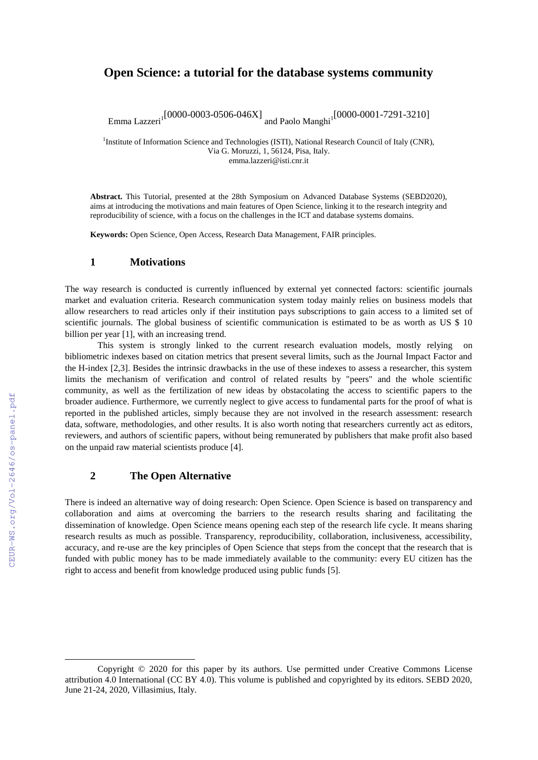# Open Science: a tutorial for the database systems community

Emma Lazzeri[1][0000-0003-0506-046X] and Paolo Manghi[1][0000-0001-7291-3210]

[1]Institute of Information Science and Technologies (ISTI), National Research Council of Italy (CNR), Via G. Moruzzi, 1, 56124, Pisa, Italy.
emma.lazzeri@isti.cnr.it

**Abstract.** This Tutorial, presented at the 28th Symposium on Advanced Database Systems (SEBD2020), aims at introducing the motivations and main features of Open Science, linking it to the research integrity and reproducibility of science, with a focus on the challenges in the ICT and database systems domains.

**Keywords:** Open Science, Open Access, Research Data Management, FAIR principles.

## 1 Motivations

The way research is conducted is currently influenced by external yet connected factors: scientific journals market and evaluation criteria. Research communication system today mainly relies on business models that allow researchers to read articles only if their institution pays subscriptions to gain access to a limited set of scientific journals. The global business of scientific communication is estimated to be as worth as US $ 10 billion per year [1], with an increasing trend.

This system is strongly linked to the current research evaluation models, mostly relying on bibliometric indexes based on citation metrics that present several limits, such as the Journal Impact Factor and the H-index [2,3]. Besides the intrinsic drawbacks in the use of these indexes to assess a researcher, this system limits the mechanism of verification and control of related results by "peers" and the whole scientific community, as well as the fertilization of new ideas by obstacolating the access to scientific papers to the broader audience. Furthermore, we currently neglect to give access to fundamental parts for the proof of what is reported in the published articles, simply because they are not involved in the research assessment: research data, software, methodologies, and other results. It is also worth noting that researchers currently act as editors, reviewers, and authors of scientific papers, without being remunerated by publishers that make profit also based on the unpaid raw material scientists produce [4].

## 2 The Open Alternative

There is indeed an alternative way of doing research: Open Science. Open Science is based on transparency and collaboration and aims at overcoming the barriers to the research results sharing and facilitating the dissemination of knowledge. Open Science means opening each step of the research life cycle. It means sharing research results as much as possible. Transparency, reproducibility, collaboration, inclusiveness, accessibility, accuracy, and re-use are the key principles of Open Science that steps from the concept that the research that is funded with public money has to be made immediately available to the community: every EU citizen has the right to access and benefit from knowledge produced using public funds [5].

Copyright © 2020 for this paper by its authors. Use permitted under Creative Commons License attribution 4.0 International (CC BY 4.0). This volume is published and copyrighted by its editors. SEBD 2020, June 21-24, 2020, Villasimius, Italy.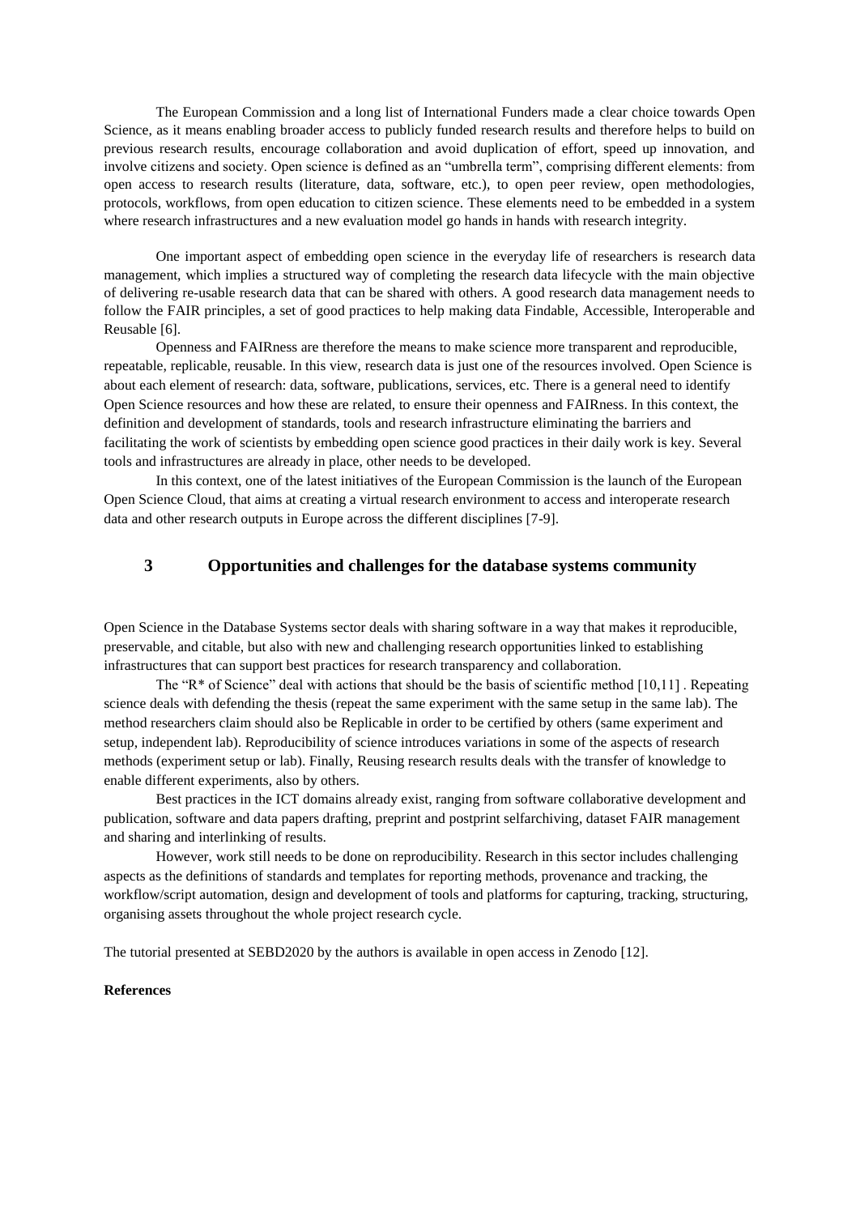The European Commission and a long list of International Funders made a clear choice towards Open Science, as it means enabling broader access to publicly funded research results and therefore helps to build on previous research results, encourage collaboration and avoid duplication of effort, speed up innovation, and involve citizens and society. Open science is defined as an "umbrella term", comprising different elements: from open access to research results (literature, data, software, etc.), to open peer review, open methodologies, protocols, workflows, from open education to citizen science. These elements need to be embedded in a system where research infrastructures and a new evaluation model go hands in hands with research integrity.

One important aspect of embedding open science in the everyday life of researchers is research data management, which implies a structured way of completing the research data lifecycle with the main objective of delivering re-usable research data that can be shared with others. A good research data management needs to follow the FAIR principles, a set of good practices to help making data Findable, Accessible, Interoperable and Reusable [6].

Openness and FAIRness are therefore the means to make science more transparent and reproducible, repeatable, replicable, reusable. In this view, research data is just one of the resources involved. Open Science is about each element of research: data, software, publications, services, etc. There is a general need to identify Open Science resources and how these are related, to ensure their openness and FAIRness. In this context, the definition and development of standards, tools and research infrastructure eliminating the barriers and facilitating the work of scientists by embedding open science good practices in their daily work is key. Several tools and infrastructures are already in place, other needs to be developed.

In this context, one of the latest initiatives of the European Commission is the launch of the European Open Science Cloud, that aims at creating a virtual research environment to access and interoperate research data and other research outputs in Europe across the different disciplines [7-9].

## 3 Opportunities and challenges for the database systems community

Open Science in the Database Systems sector deals with sharing software in a way that makes it reproducible, preservable, and citable, but also with new and challenging research opportunities linked to establishing infrastructures that can support best practices for research transparency and collaboration.

The "R* of Science" deal with actions that should be the basis of scientific method [10,11] . Repeating science deals with defending the thesis (repeat the same experiment with the same setup in the same lab). The method researchers claim should also be Replicable in order to be certified by others (same experiment and setup, independent lab). Reproducibility of science introduces variations in some of the aspects of research methods (experiment setup or lab). Finally, Reusing research results deals with the transfer of knowledge to enable different experiments, also by others.

Best practices in the ICT domains already exist, ranging from software collaborative development and publication, software and data papers drafting, preprint and postprint selfarchiving, dataset FAIR management and sharing and interlinking of results.

However, work still needs to be done on reproducibility. Research in this sector includes challenging aspects as the definitions of standards and templates for reporting methods, provenance and tracking, the workflow/script automation, design and development of tools and platforms for capturing, tracking, structuring, organising assets throughout the whole project research cycle.

The tutorial presented at SEBD2020 by the authors is available in open access in Zenodo [12].

**References**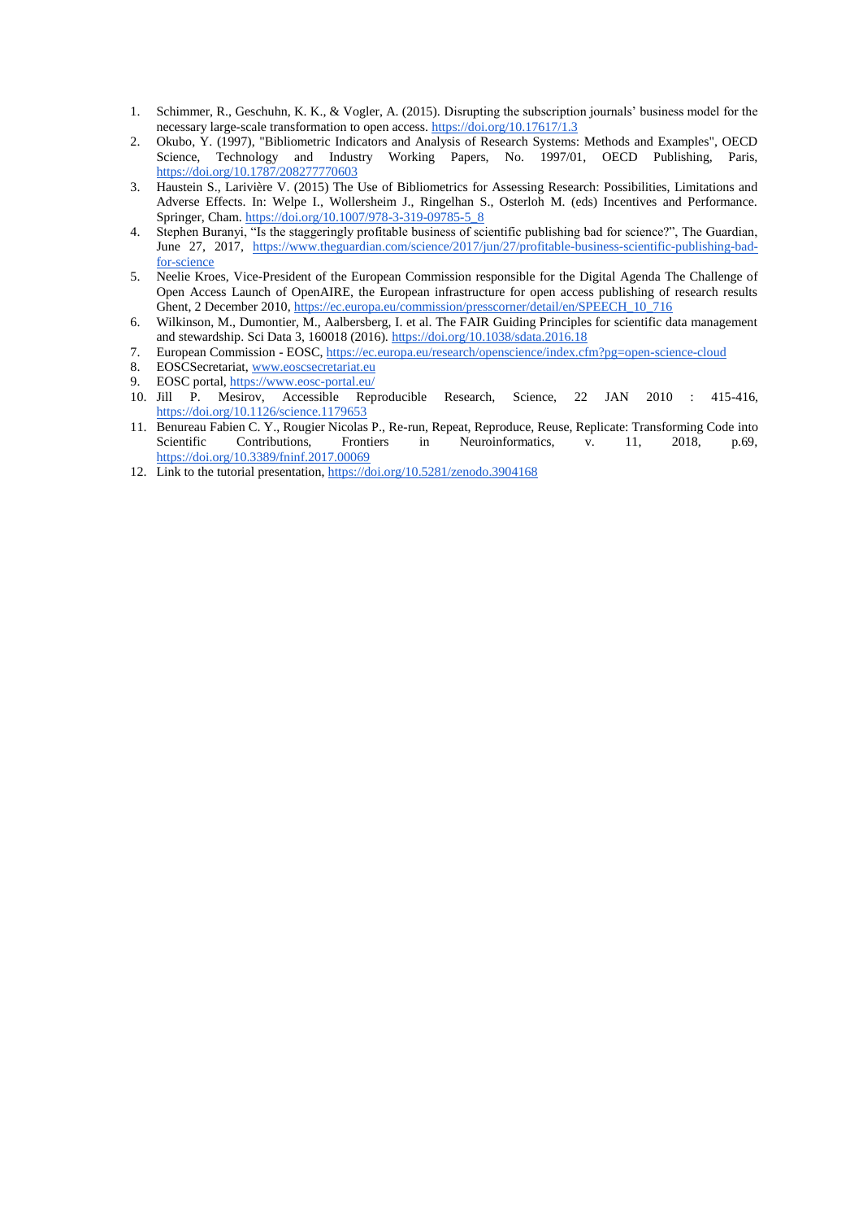1. Schimmer, R., Geschuhn, K. K., & Vogler, A. (2015). Disrupting the subscription journals' business model for the necessary large-scale transformation to open access. https://doi.org/10.17617/1.3
2. Okubo, Y. (1997), "Bibliometric Indicators and Analysis of Research Systems: Methods and Examples", OECD Science, Technology and Industry Working Papers, No. 1997/01, OECD Publishing, Paris, https://doi.org/10.1787/208277770603
3. Haustein S., Larivière V. (2015) The Use of Bibliometrics for Assessing Research: Possibilities, Limitations and Adverse Effects. In: Welpe I., Wollersheim J., Ringelhan S., Osterloh M. (eds) Incentives and Performance. Springer, Cham. https://doi.org/10.1007/978-3-319-09785-5_8
4. Stephen Buranyi, "Is the staggeringly profitable business of scientific publishing bad for science?", The Guardian, June 27, 2017, https://www.theguardian.com/science/2017/jun/27/profitable-business-scientific-publishing-bad-for-science
5. Neelie Kroes, Vice-President of the European Commission responsible for the Digital Agenda The Challenge of Open Access Launch of OpenAIRE, the European infrastructure for open access publishing of research results Ghent, 2 December 2010, https://ec.europa.eu/commission/presscorner/detail/en/SPEECH_10_716
6. Wilkinson, M., Dumontier, M., Aalbersberg, I. et al. The FAIR Guiding Principles for scientific data management and stewardship. Sci Data 3, 160018 (2016). https://doi.org/10.1038/sdata.2016.18
7. European Commission - EOSC, https://ec.europa.eu/research/openscience/index.cfm?pg=open-science-cloud
8. EOSCSecretariat, www.eoscsecretariat.eu
9. EOSC portal, https://www.eosc-portal.eu/
10. Jill P. Mesirov, Accessible Reproducible Research, Science, 22 JAN 2010 : 415-416, https://doi.org/10.1126/science.1179653
11. Benureau Fabien C. Y., Rougier Nicolas P., Re-run, Repeat, Reproduce, Reuse, Replicate: Transforming Code into Scientific Contributions, Frontiers in Neuroinformatics, v. 11, 2018, p.69, https://doi.org/10.3389/fninf.2017.00069
12. Link to the tutorial presentation, https://doi.org/10.5281/zenodo.3904168